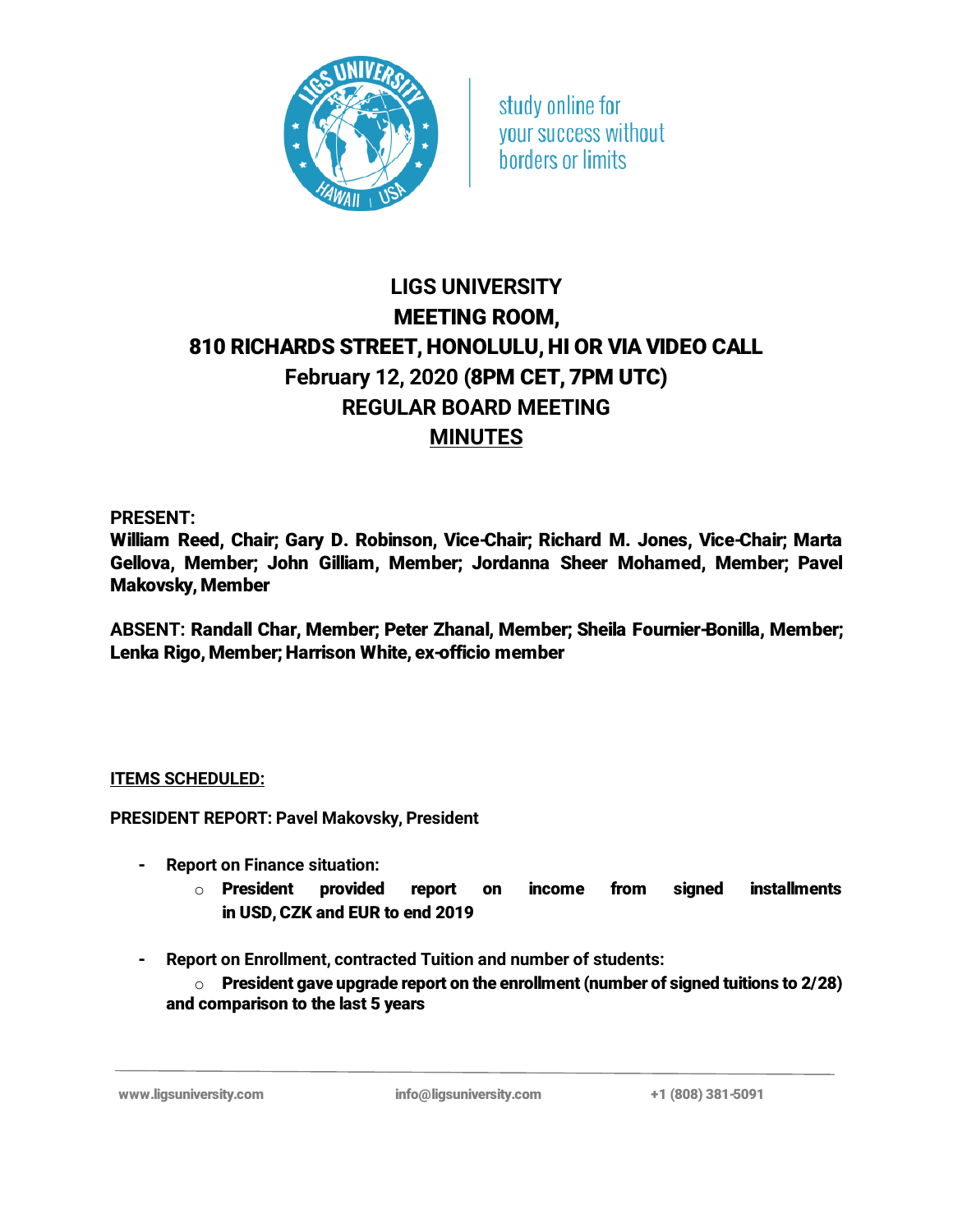study online for your success without borders or limits

# LIGS UNIVERSITY
# MEETING ROOM,
# 810 RICHARDS STREET, HONOLULU, HI OR VIA VIDEO CALL
# February 12, 2020 (8PM CET, 7PM UTC)
# REGULAR BOARD MEETING
# MINUTES

**PRESENT:**
**William Reed, Chair; Gary D. Robinson, Vice-Chair; Richard M. Jones, Vice-Chair; Marta Gellova, Member; John Gilliam, Member; Jordanna Sheer Mohamed, Member; Pavel Makovsky, Member**

**ABSENT: Randall Char, Member; Peter Zhanal, Member; Sheila Fournier-Bonilla, Member; Lenka Rigo, Member; Harrison White, ex-officio member**

**ITEMS SCHEDULED:**

**PRESIDENT REPORT: Pavel Makovsky, President**

- **Report on Finance situation:**
  - **President provided report on income from signed installments in USD, CZK and EUR to end 2019**
- **Report on Enrollment, contracted Tuition and number of students:**
  - **President gave upgrade report on the enrollment (number of signed tuitions to 2/28) and comparison to the last 5 years**

www.ligsuniversity.com info@ligsuniversity.com +1 (808) 381-5091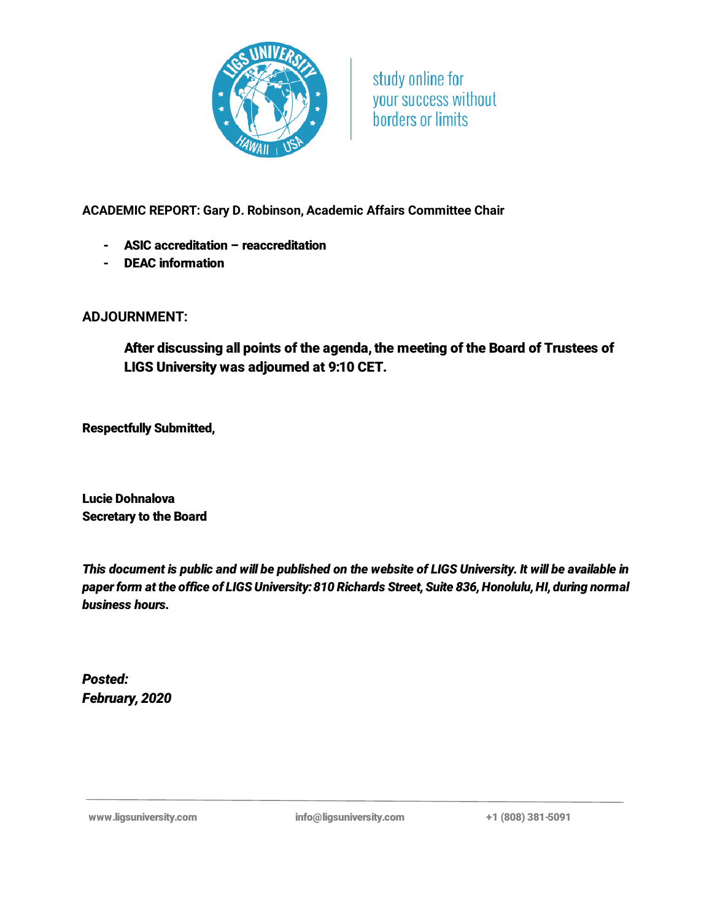**ACADEMIC REPORT: Gary D. Robinson, Academic Affairs Committee Chair**

- **ASIC accreditation – reaccreditation**
- **DEAC information**

**ADJOURNMENT:**

**After discussing all points of the agenda, the meeting of the Board of Trustees of LIGS University was adjourned at 9:10 CET.**

**Respectfully Submitted,**

**Lucie Dohnalova**
**Secretary to the Board**

***This document is public and will be published on the website of LIGS University. It will be available in paper form at the office of LIGS University: 810 Richards Street, Suite 836, Honolulu, HI, during normal business hours.***

***Posted:***
***February, 2020***